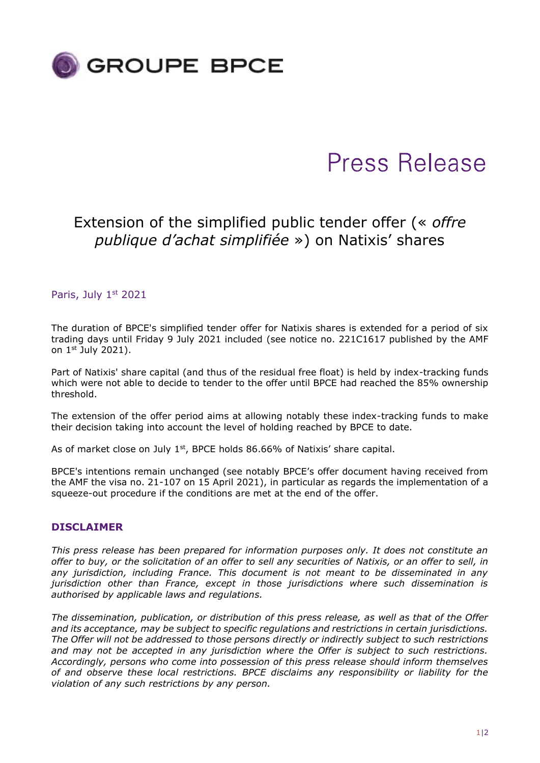GROUPE BPCE

# Press Release

## Extension of the simplified public tender offer (« *offre publique d'achat simplifiée* ») on Natixis' shares

Paris, July 1st 2021

The duration of BPCE's simplified tender offer for Natixis shares is extended for a period of six trading days until Friday 9 July 2021 included (see notice no. 221C1617 published by the AMF on 1st July 2021).

Part of Natixis' share capital (and thus of the residual free float) is held by index-tracking funds which were not able to decide to tender to the offer until BPCE had reached the 85% ownership threshold.

The extension of the offer period aims at allowing notably these index-tracking funds to make their decision taking into account the level of holding reached by BPCE to date.

As of market close on July 1st, BPCE holds 86.66% of Natixis' share capital.

BPCE's intentions remain unchanged (see notably BPCE's offer document having received from the AMF the visa no. 21-107 on 15 April 2021), in particular as regards the implementation of a squeeze-out procedure if the conditions are met at the end of the offer.

### DISCLAIMER

*This press release has been prepared for information purposes only. It does not constitute an offer to buy, or the solicitation of an offer to sell any securities of Natixis, or an offer to sell, in any jurisdiction, including France. This document is not meant to be disseminated in any jurisdiction other than France, except in those jurisdictions where such dissemination is authorised by applicable laws and regulations.*

*The dissemination, publication, or distribution of this press release, as well as that of the Offer and its acceptance, may be subject to specific regulations and restrictions in certain jurisdictions. The Offer will not be addressed to those persons directly or indirectly subject to such restrictions and may not be accepted in any jurisdiction where the Offer is subject to such restrictions. Accordingly, persons who come into possession of this press release should inform themselves of and observe these local restrictions. BPCE disclaims any responsibility or liability for the violation of any such restrictions by any person.*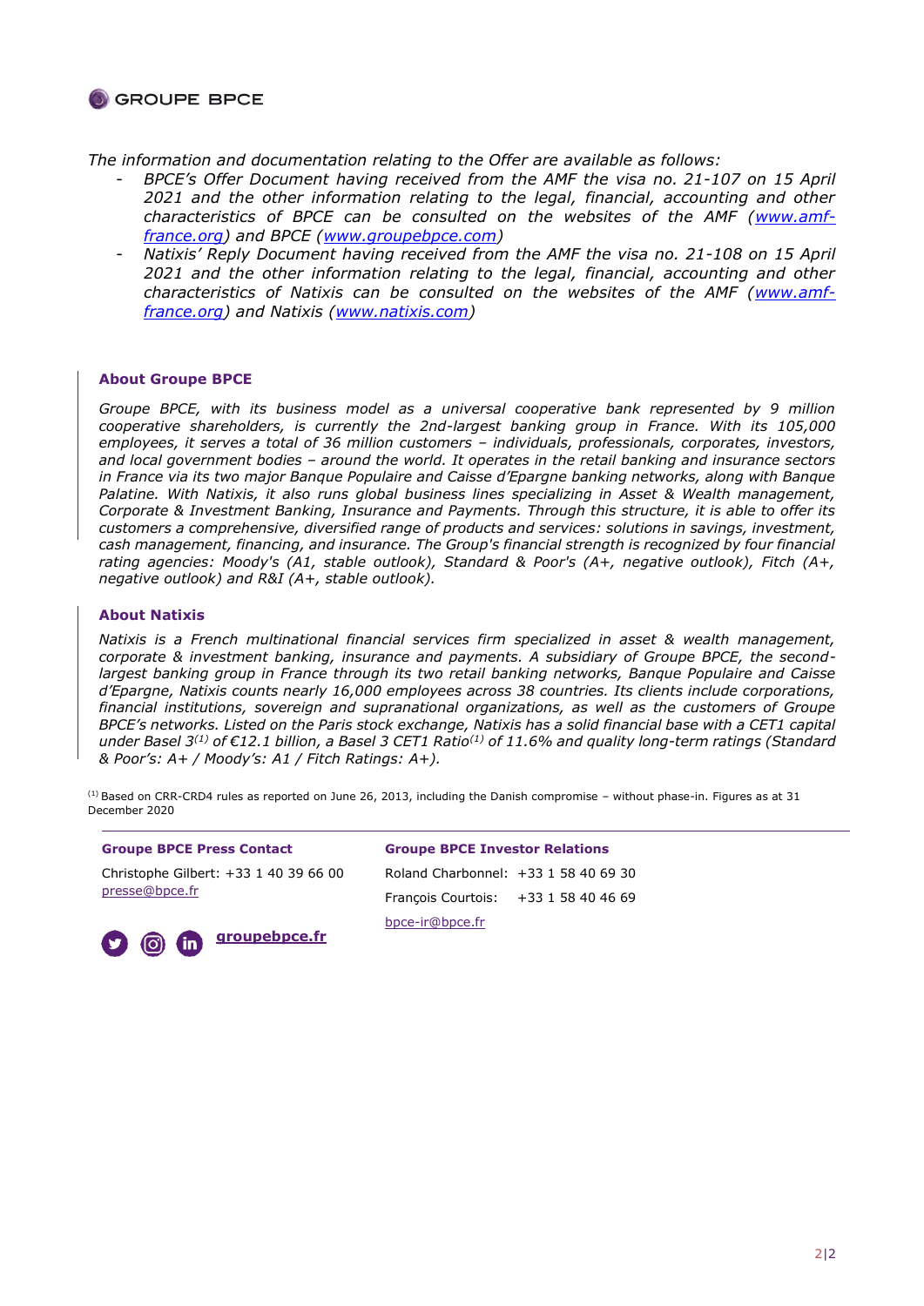*The information and documentation relating to the Offer are available as follows:*

- *BPCE's Offer Document having received from the AMF the visa no. 21-107 on 15 April 2021 and the other information relating to the legal, financial, accounting and other characteristics of BPCE can be consulted on the websites of the AMF ([www.amf-france.org](http://www.amf-france.org)) and BPCE ([www.groupebpce.com](http://www.groupebpce.com))*
- *Natixis' Reply Document having received from the AMF the visa no. 21-108 on 15 April 2021 and the other information relating to the legal, financial, accounting and other characteristics of Natixis can be consulted on the websites of the AMF ([www.amf-france.org](http://www.amf-france.org)) and Natixis ([www.natixis.com](http://www.natixis.com))*

**About Groupe BPCE**

*Groupe BPCE, with its business model as a universal cooperative bank represented by 9 million cooperative shareholders, is currently the 2nd-largest banking group in France. With its 105,000 employees, it serves a total of 36 million customers – individuals, professionals, corporates, investors, and local government bodies – around the world. It operates in the retail banking and insurance sectors in France via its two major Banque Populaire and Caisse d'Epargne banking networks, along with Banque Palatine. With Natixis, it also runs global business lines specializing in Asset & Wealth management, Corporate & Investment Banking, Insurance and Payments. Through this structure, it is able to offer its customers a comprehensive, diversified range of products and services: solutions in savings, investment, cash management, financing, and insurance. The Group's financial strength is recognized by four financial rating agencies: Moody's (A1, stable outlook), Standard & Poor's (A+, negative outlook), Fitch (A+, negative outlook) and R&I (A+, stable outlook).*

**About Natixis**

*Natixis is a French multinational financial services firm specialized in asset & wealth management, corporate & investment banking, insurance and payments. A subsidiary of Groupe BPCE, the second-largest banking group in France through its two retail banking networks, Banque Populaire and Caisse d'Epargne, Natixis counts nearly 16,000 employees across 38 countries. Its clients include corporations, financial institutions, sovereign and supranational organizations, as well as the customers of Groupe BPCE's networks. Listed on the Paris stock exchange, Natixis has a solid financial base with a CET1 capital under Basel 3[1] of €12.1 billion, a Basel 3 CET1 Ratio[1] of 11.6% and quality long-term ratings (Standard & Poor's: A+ / Moody's: A1 / Fitch Ratings: A+).*

[1] Based on CRR-CRD4 rules as reported on June 26, 2013, including the Danish compromise – without phase-in. Figures as at 31 December 2020

**Groupe BPCE Press Contact**

Christophe Gilbert: +33 1 40 39 66 00
[presse@bpce.fr](mailto:presse@bpce.fr)

[groupebpce.fr](http://groupebpce.fr)

**Groupe BPCE Investor Relations**

Roland Charbonnel: +33 1 58 40 69 30
François Courtois: +33 1 58 40 46 69
[bpce-ir@bpce.fr](mailto:bpce-ir@bpce.fr)